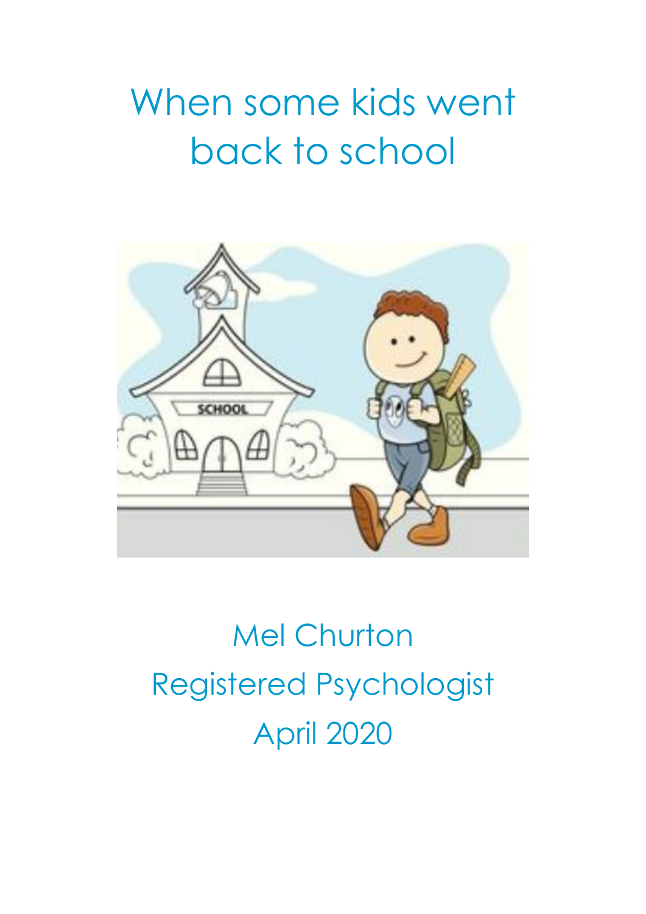# When some kids went back to school

Mel Churton
Registered Psychologist
April 2020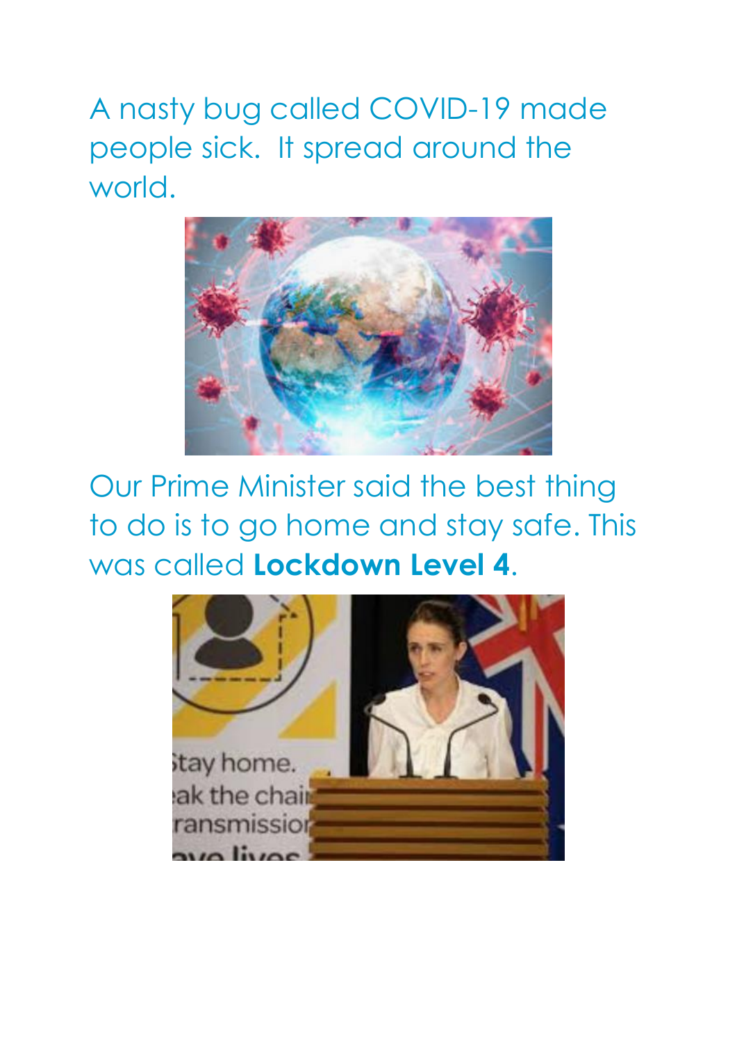A nasty bug called COVID-19 made people sick. It spread around the world.

Our Prime Minister said the best thing to do is to go home and stay safe. This was called **Lockdown Level 4**.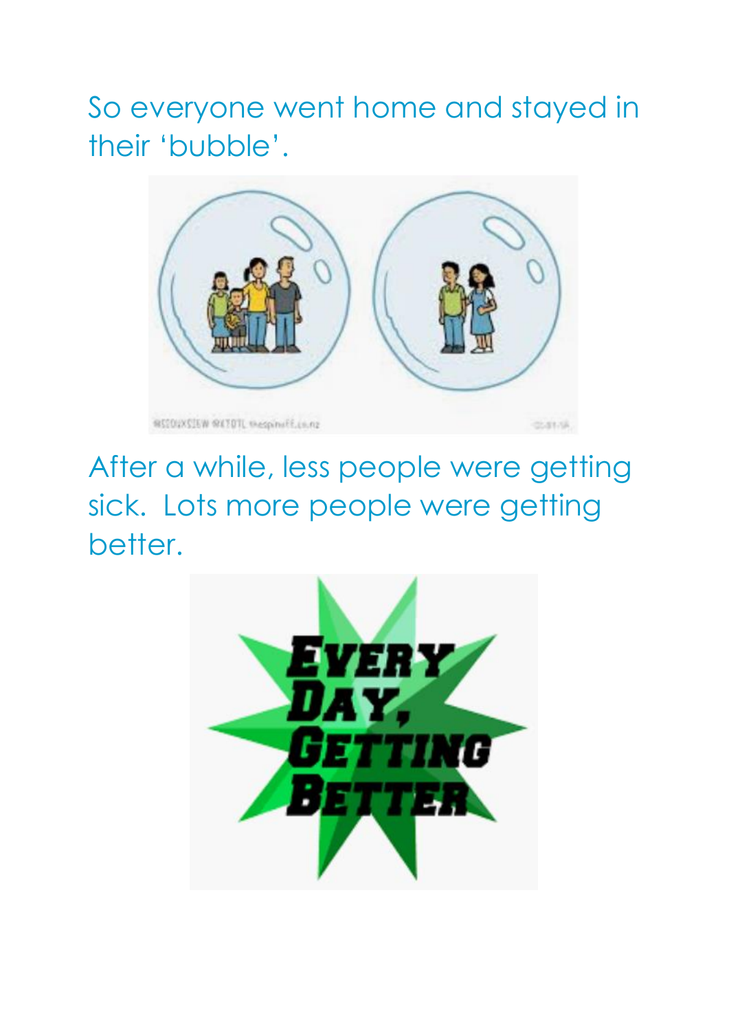So everyone went home and stayed in their ‘bubble’.

After a while, less people were getting sick.  Lots more people were getting better.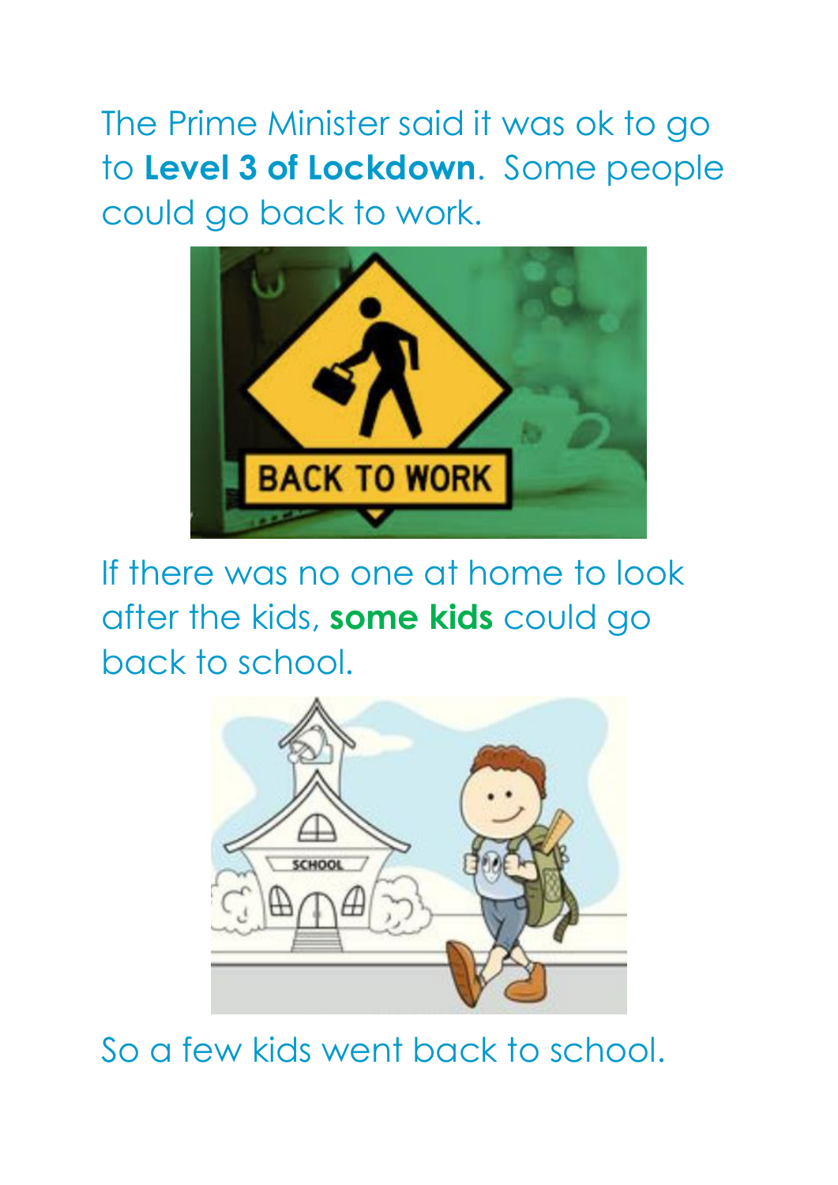The Prime Minister said it was ok to go to **Level 3 of Lockdown**. Some people could go back to work.

If there was no one at home to look after the kids, **some kids** could go back to school.

So a few kids went back to school.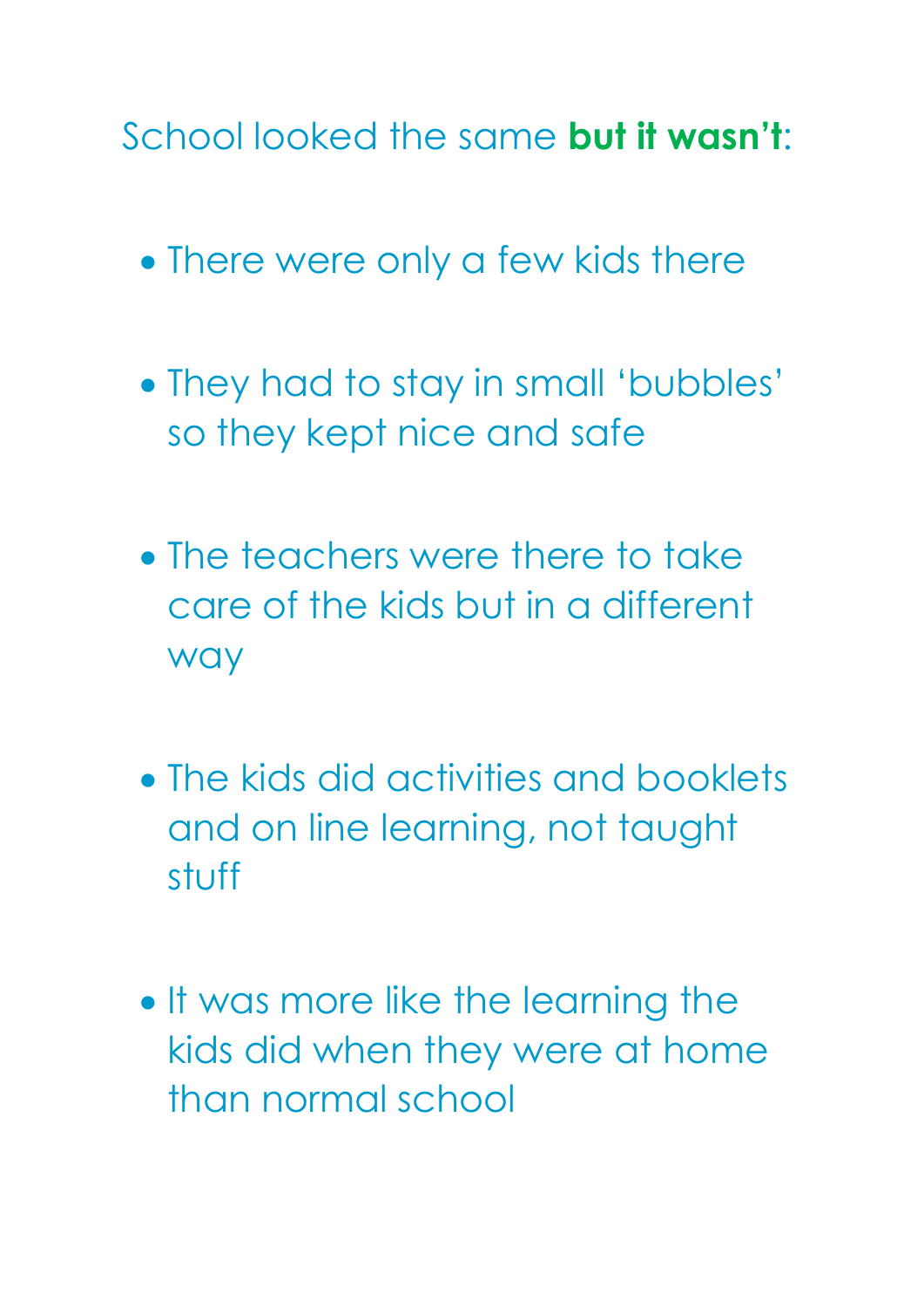School looked the same **but it wasn’t**:

- There were only a few kids there
- They had to stay in small ‘bubbles’ so they kept nice and safe
- The teachers were there to take care of the kids but in a different way
- The kids did activities and booklets and on line learning, not taught stuff
- It was more like the learning the kids did when they were at home than normal school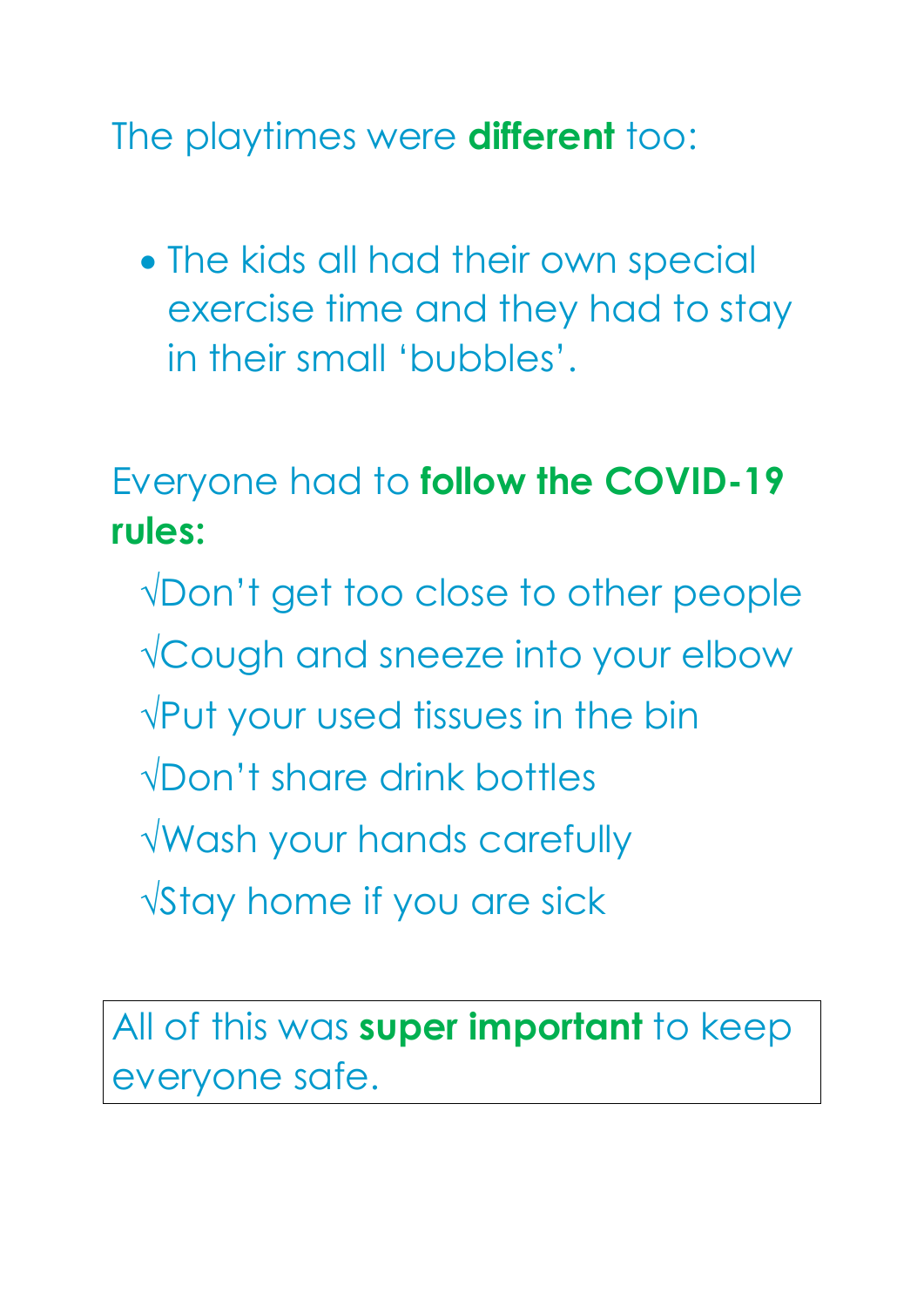The playtimes were **different** too:

- The kids all had their own special exercise time and they had to stay in their small 'bubbles'.

Everyone had to **follow the COVID-19 rules:**

√Don't get too close to other people
√Cough and sneeze into your elbow
√Put your used tissues in the bin
√Don't share drink bottles
√Wash your hands carefully
√Stay home if you are sick

All of this was **super important** to keep everyone safe.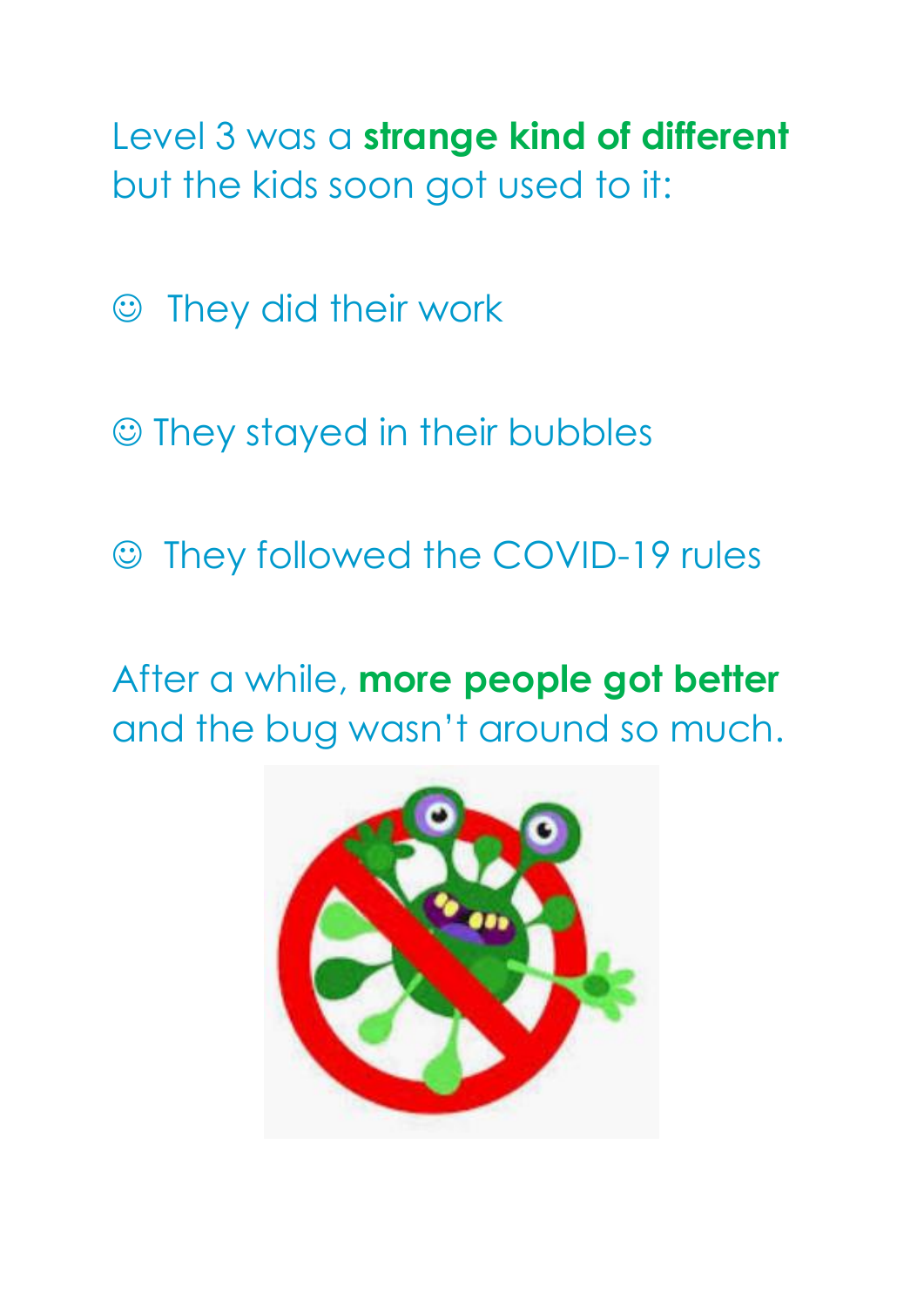Level 3 was a **strange kind of different** but the kids soon got used to it:

☺ They did their work

☺ They stayed in their bubbles

☺ They followed the COVID-19 rules

After a while, **more people got better** and the bug wasn't around so much.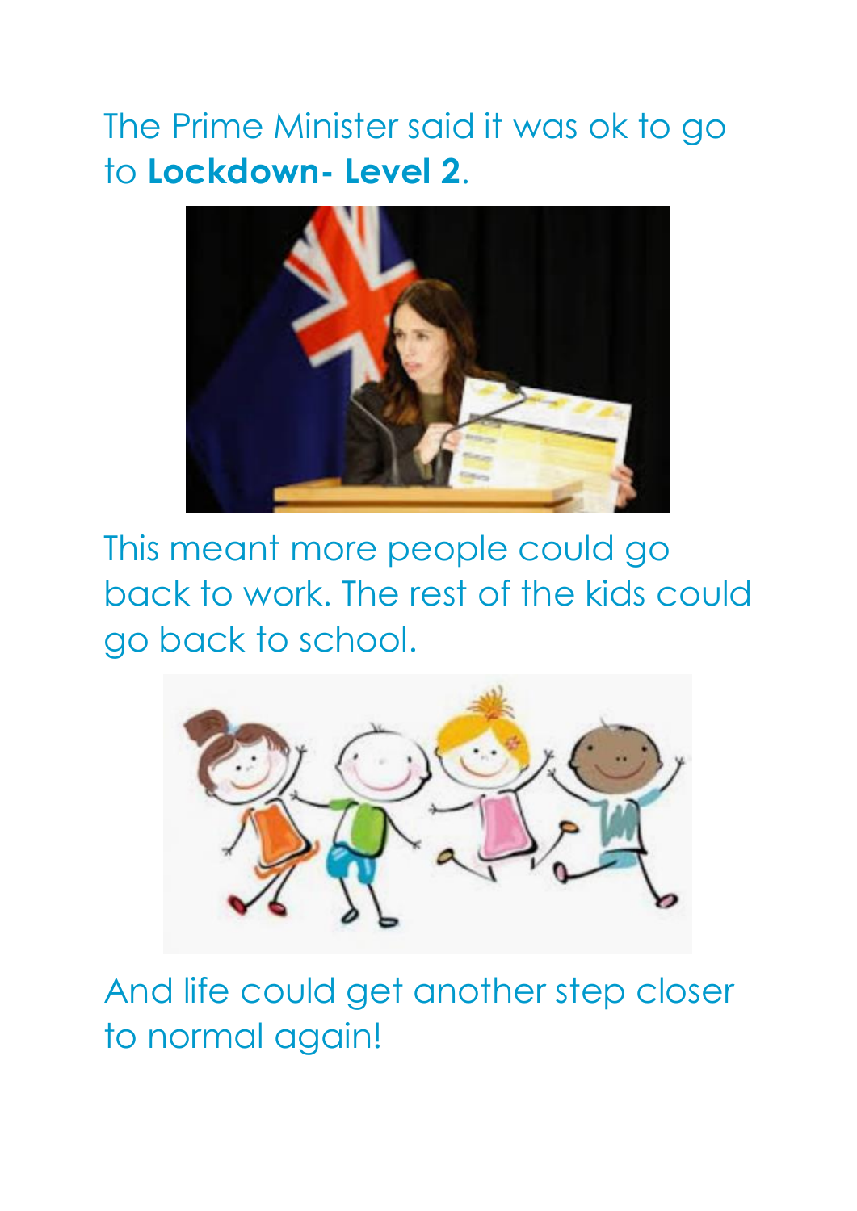The Prime Minister said it was ok to go to **Lockdown- Level 2**.

This meant more people could go back to work. The rest of the kids could go back to school.

And life could get another step closer to normal again!